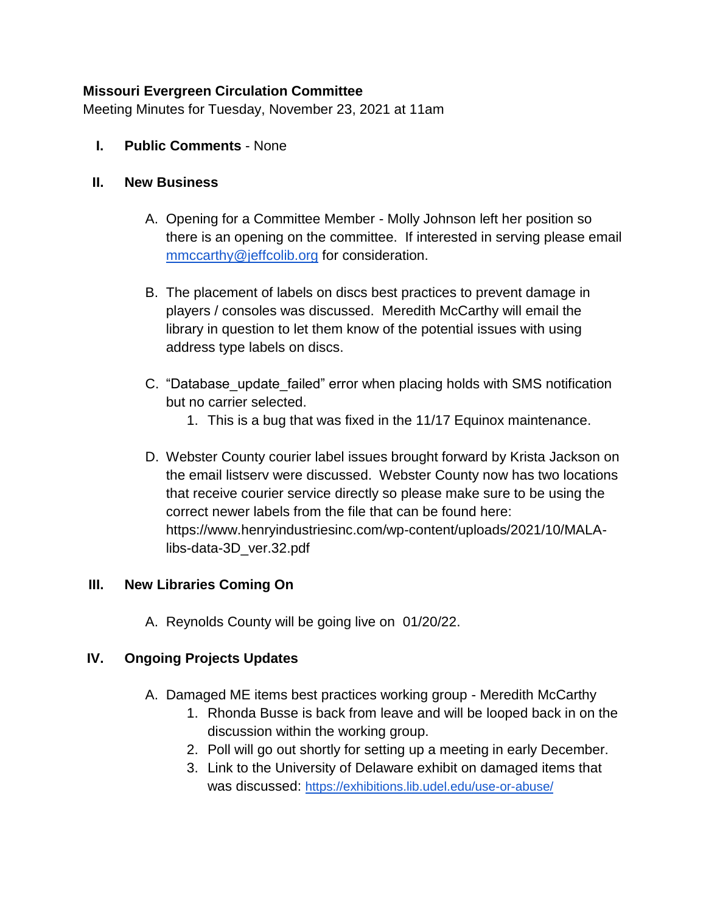**Missouri Evergreen Circulation Committee**

Meeting Minutes for Tuesday, November 23, 2021 at 11am

I. **Public Comments** - None

II. **New Business**

   A. Opening for a Committee Member - Molly Johnson left her position so there is an opening on the committee. If interested in serving please email mmccarthy@jeffcolib.org for consideration.

   B. The placement of labels on discs best practices to prevent damage in players / consoles was discussed. Meredith McCarthy will email the library in question to let them know of the potential issues with using address type labels on discs.

   C. "Database_update_failed" error when placing holds with SMS notification but no carrier selected.
      1. This is a bug that was fixed in the 11/17 Equinox maintenance.

   D. Webster County courier label issues brought forward by Krista Jackson on the email listserv were discussed. Webster County now has two locations that receive courier service directly so please make sure to be using the correct newer labels from the file that can be found here: https://www.henryindustriesinc.com/wp-content/uploads/2021/10/MALA-libs-data-3D_ver.32.pdf

III. **New Libraries Coming On**

   A. Reynolds County will be going live on 01/20/22.

IV. **Ongoing Projects Updates**

   A. Damaged ME items best practices working group - Meredith McCarthy
      1. Rhonda Busse is back from leave and will be looped back in on the discussion within the working group.
      2. Poll will go out shortly for setting up a meeting in early December.
      3. Link to the University of Delaware exhibit on damaged items that was discussed: https://exhibitions.lib.udel.edu/use-or-abuse/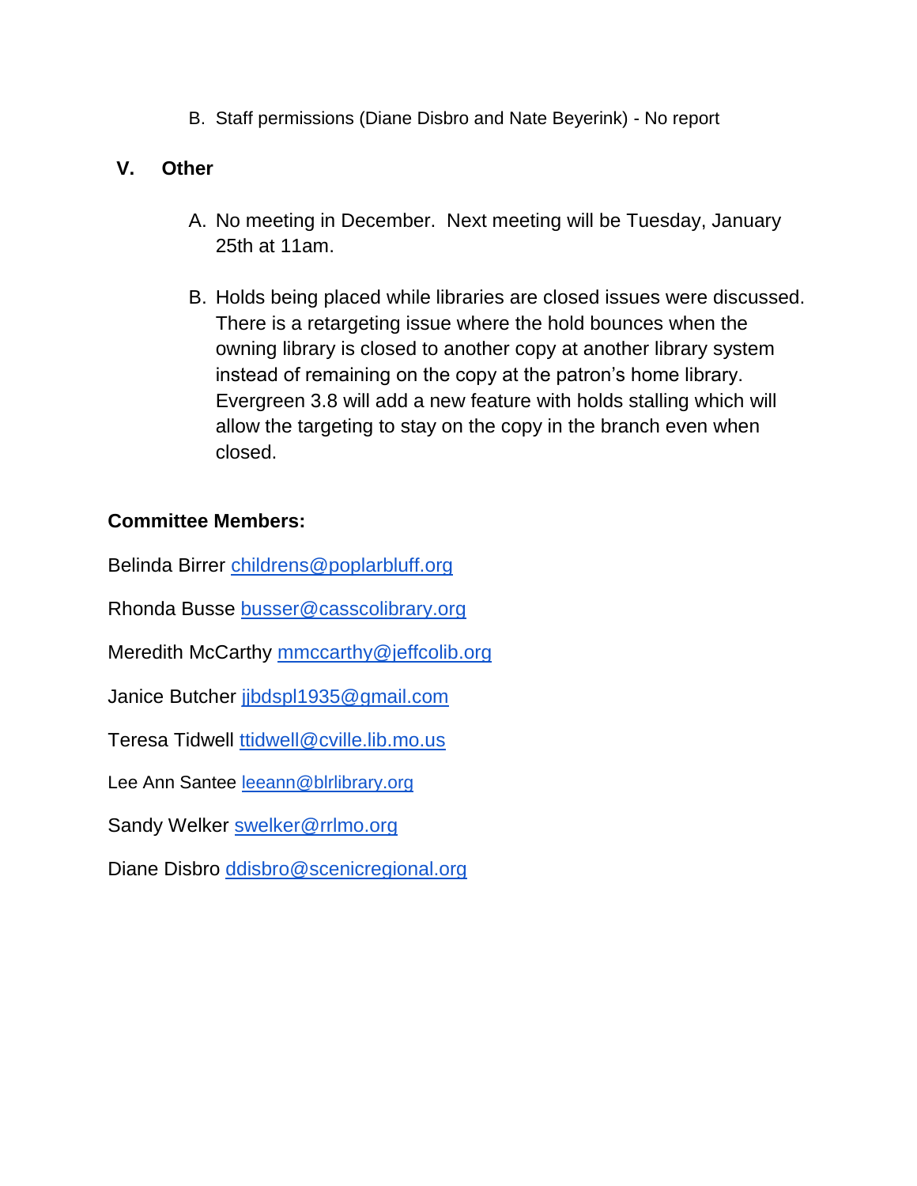B. Staff permissions (Diane Disbro and Nate Beyerink) - No report

## V. Other

A. No meeting in December. Next meeting will be Tuesday, January 25th at 11am.

B. Holds being placed while libraries are closed issues were discussed. There is a retargeting issue where the hold bounces when the owning library is closed to another copy at another library system instead of remaining on the copy at the patron's home library. Evergreen 3.8 will add a new feature with holds stalling which will allow the targeting to stay on the copy in the branch even when closed.

**Committee Members:**

Belinda Birrer childrens@poplarbluff.org

Rhonda Busse busser@casscolibrary.org

Meredith McCarthy mmccarthy@jeffcolib.org

Janice Butcher jjbdspl1935@gmail.com

Teresa Tidwell ttidwell@cville.lib.mo.us

Lee Ann Santee leeann@blrlibrary.org

Sandy Welker swelker@rrlmo.org

Diane Disbro ddisbro@scenicregional.org